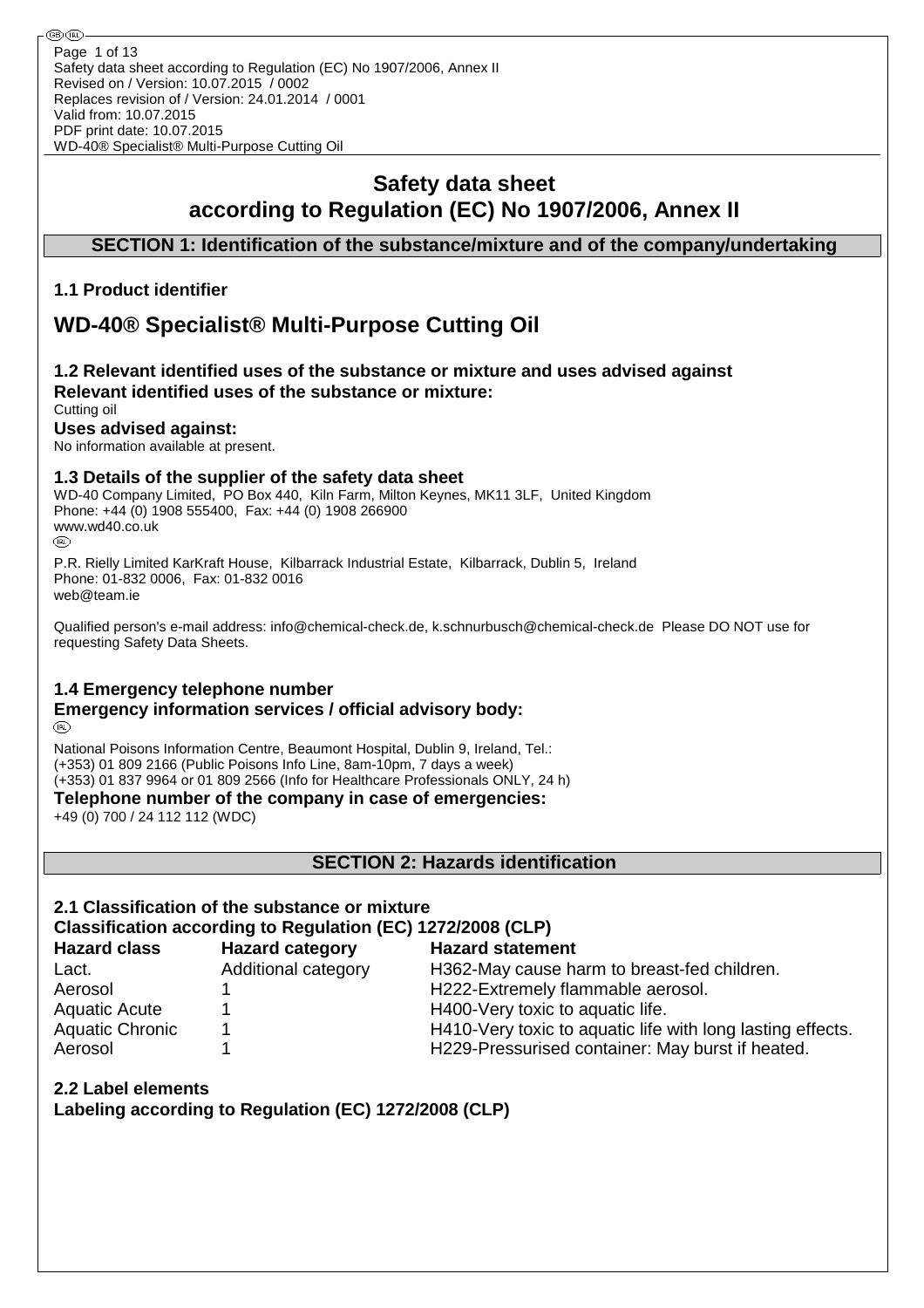# Safety data sheet according to Regulation (EC) No 1907/2006, Annex II

## SECTION 1: Identification of the substance/mixture and of the company/undertaking

### 1.1 Product identifier

# WD-40® Specialist® Multi-Purpose Cutting Oil

### 1.2 Relevant identified uses of the substance or mixture and uses advised against

**Relevant identified uses of the substance or mixture:**

Cutting oil

**Uses advised against:**

No information available at present.

### 1.3 Details of the supplier of the safety data sheet

WD-40 Company Limited, PO Box 440, Kiln Farm, Milton Keynes, MK11 3LF, United Kingdom
Phone: +44 (0) 1908 555400, Fax: +44 (0) 1908 266900
www.wd40.co.uk

(IRL)

P.R. Rielly Limited KarKraft House, Kilbarrack Industrial Estate, Kilbarrack, Dublin 5, Ireland
Phone: 01-832 0006, Fax: 01-832 0016
web@team.ie

Qualified person's e-mail address: info@chemical-check.de, k.schnurbusch@chemical-check.de Please DO NOT use for requesting Safety Data Sheets.

### 1.4 Emergency telephone number

**Emergency information services / official advisory body:**

(IRL)

National Poisons Information Centre, Beaumont Hospital, Dublin 9, Ireland, Tel.:
(+353) 01 809 2166 (Public Poisons Info Line, 8am-10pm, 7 days a week)
(+353) 01 837 9964 or 01 809 2566 (Info for Healthcare Professionals ONLY, 24 h)

**Telephone number of the company in case of emergencies:**

+49 (0) 700 / 24 112 112 (WDC)

## SECTION 2: Hazards identification

### 2.1 Classification of the substance or mixture

**Classification according to Regulation (EC) 1272/2008 (CLP)**

| Hazard class | Hazard category | Hazard statement |
|---|---|---|
| Lact. | Additional category | H362-May cause harm to breast-fed children. |
| Aerosol | 1 | H222-Extremely flammable aerosol. |
| Aquatic Acute | 1 | H400-Very toxic to aquatic life. |
| Aquatic Chronic | 1 | H410-Very toxic to aquatic life with long lasting effects. |
| Aerosol | 1 | H229-Pressurised container: May burst if heated. |

### 2.2 Label elements

**Labeling according to Regulation (EC) 1272/2008 (CLP)**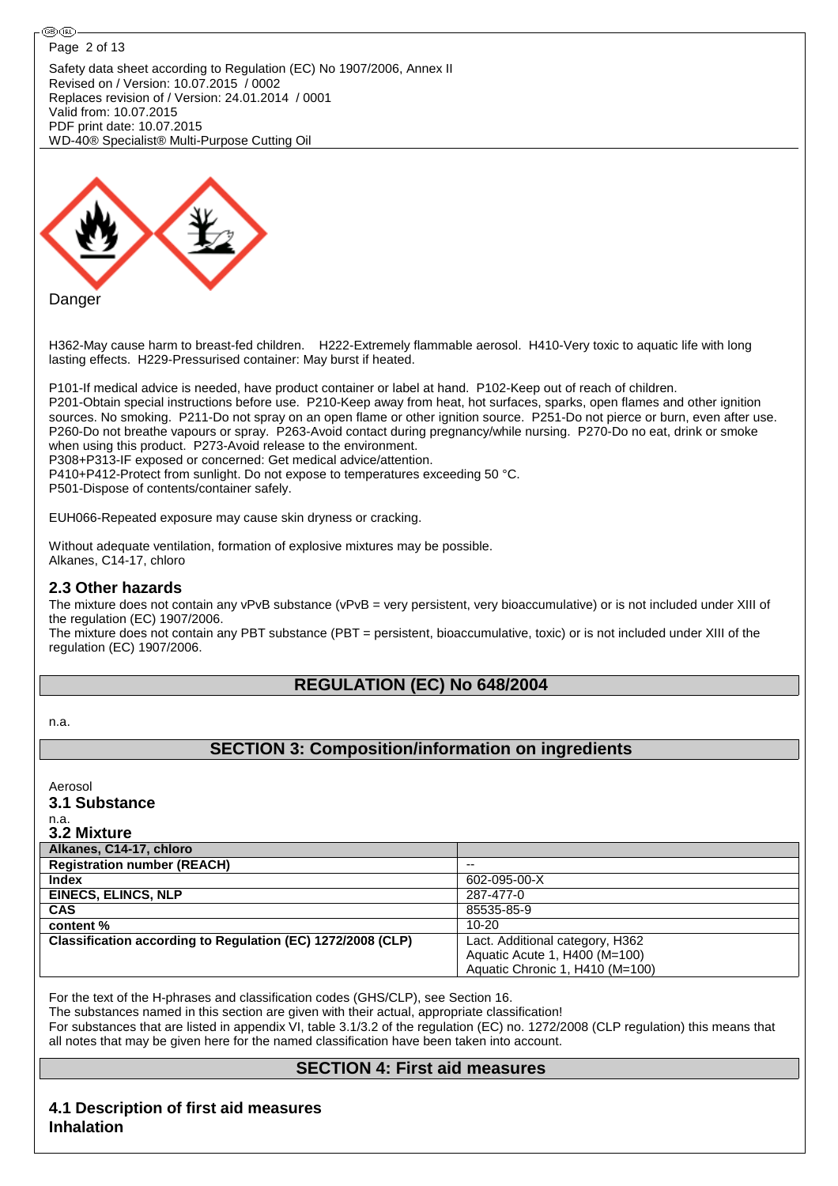Safety data sheet according to Regulation (EC) No 1907/2006, Annex II
Revised on / Version: 10.07.2015 / 0002
Replaces revision of / Version: 24.01.2014 / 0001
Valid from: 10.07.2015
PDF print date: 10.07.2015
WD-40® Specialist® Multi-Purpose Cutting Oil

Danger

H362-May cause harm to breast-fed children. H222-Extremely flammable aerosol. H410-Very toxic to aquatic life with long lasting effects. H229-Pressurised container: May burst if heated.

P101-If medical advice is needed, have product container or label at hand. P102-Keep out of reach of children.
P201-Obtain special instructions before use. P210-Keep away from heat, hot surfaces, sparks, open flames and other ignition sources. No smoking. P211-Do not spray on an open flame or other ignition source. P251-Do not pierce or burn, even after use. P260-Do not breathe vapours or spray. P263-Avoid contact during pregnancy/while nursing. P270-Do no eat, drink or smoke when using this product. P273-Avoid release to the environment.
P308+P313-IF exposed or concerned: Get medical advice/attention.
P410+P412-Protect from sunlight. Do not expose to temperatures exceeding 50 °C.
P501-Dispose of contents/container safely.

EUH066-Repeated exposure may cause skin dryness or cracking.

Without adequate ventilation, formation of explosive mixtures may be possible.
Alkanes, C14-17, chloro

## 2.3 Other hazards

The mixture does not contain any vPvB substance (vPvB = very persistent, very bioaccumulative) or is not included under XIII of the regulation (EC) 1907/2006.
The mixture does not contain any PBT substance (PBT = persistent, bioaccumulative, toxic) or is not included under XIII of the regulation (EC) 1907/2006.

# REGULATION (EC) No 648/2004

n.a.

# SECTION 3: Composition/information on ingredients

Aerosol

## 3.1 Substance

n.a.

## 3.2 Mixture

| Alkanes, C14-17, chloro | |
|---|---|
| Registration number (REACH) | -- |
| Index | 602-095-00-X |
| EINECS, ELINCS, NLP | 287-477-0 |
| CAS | 85535-85-9 |
| content % | 10-20 |
| Classification according to Regulation (EC) 1272/2008 (CLP) | Lact. Additional category, H362<br>Aquatic Acute 1, H400 (M=100)<br>Aquatic Chronic 1, H410 (M=100) |

For the text of the H-phrases and classification codes (GHS/CLP), see Section 16.
The substances named in this section are given with their actual, appropriate classification!
For substances that are listed in appendix VI, table 3.1/3.2 of the regulation (EC) no. 1272/2008 (CLP regulation) this means that all notes that may be given here for the named classification have been taken into account.

# SECTION 4: First aid measures

## 4.1 Description of first aid measures

**Inhalation**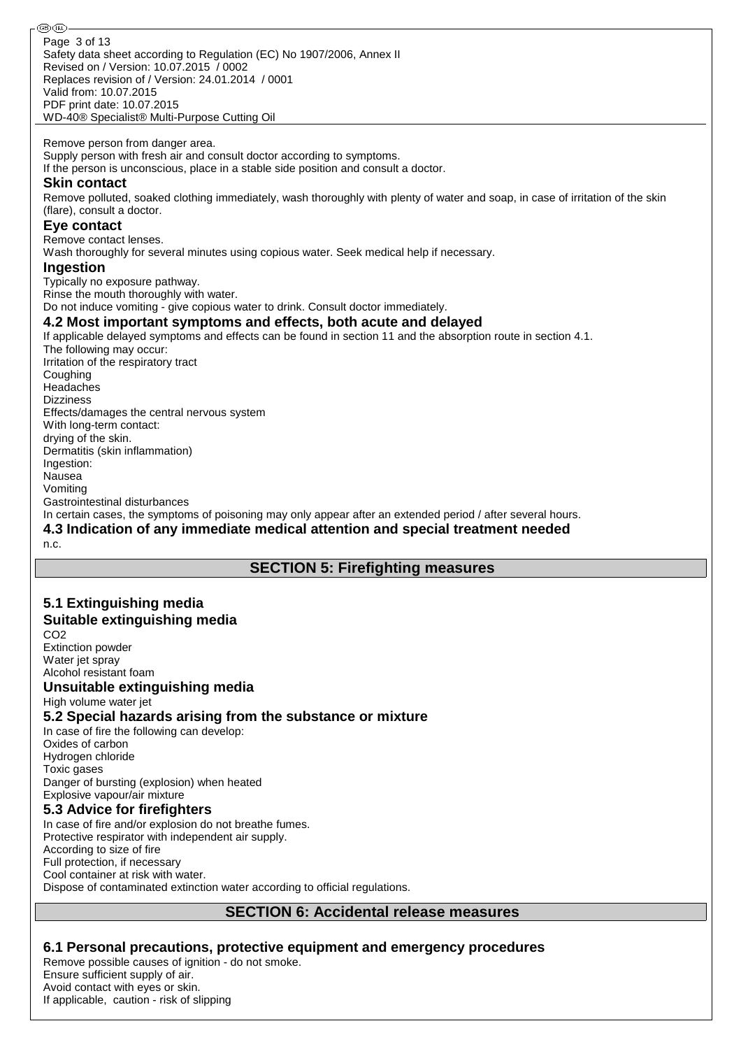Remove person from danger area.
Supply person with fresh air and consult doctor according to symptoms.
If the person is unconscious, place in a stable side position and consult a doctor.

### Skin contact

Remove polluted, soaked clothing immediately, wash thoroughly with plenty of water and soap, in case of irritation of the skin (flare), consult a doctor.

### Eye contact

Remove contact lenses.
Wash thoroughly for several minutes using copious water. Seek medical help if necessary.

### Ingestion

Typically no exposure pathway.
Rinse the mouth thoroughly with water.
Do not induce vomiting - give copious water to drink. Consult doctor immediately.

### 4.2 Most important symptoms and effects, both acute and delayed

If applicable delayed symptoms and effects can be found in section 11 and the absorption route in section 4.1.
The following may occur:
Irritation of the respiratory tract
Coughing
Headaches
Dizziness
Effects/damages the central nervous system
With long-term contact:
drying of the skin.
Dermatitis (skin inflammation)
Ingestion:
Nausea
Vomiting
Gastrointestinal disturbances
In certain cases, the symptoms of poisoning may only appear after an extended period / after several hours.

### 4.3 Indication of any immediate medical attention and special treatment needed

n.c.

## SECTION 5: Firefighting measures

### 5.1 Extinguishing media

### Suitable extinguishing media

$CO_2$
Extinction powder
Water jet spray
Alcohol resistant foam

### Unsuitable extinguishing media

High volume water jet

### 5.2 Special hazards arising from the substance or mixture

In case of fire the following can develop:
Oxides of carbon
Hydrogen chloride
Toxic gases
Danger of bursting (explosion) when heated
Explosive vapour/air mixture

### 5.3 Advice for firefighters

In case of fire and/or explosion do not breathe fumes.
Protective respirator with independent air supply.
According to size of fire
Full protection, if necessary
Cool container at risk with water.
Dispose of contaminated extinction water according to official regulations.

## SECTION 6: Accidental release measures

### 6.1 Personal precautions, protective equipment and emergency procedures

Remove possible causes of ignition - do not smoke.
Ensure sufficient supply of air.
Avoid contact with eyes or skin.
If applicable, caution - risk of slipping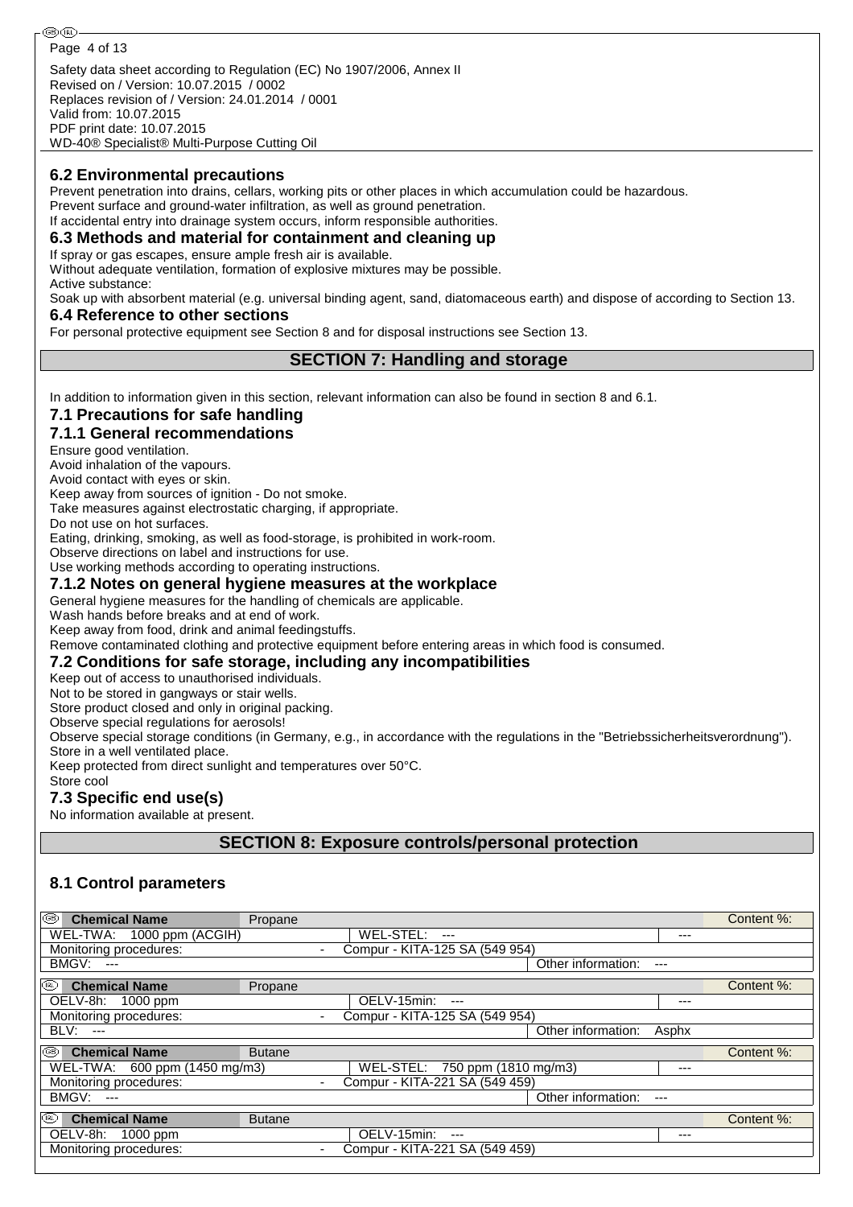Safety data sheet according to Regulation (EC) No 1907/2006, Annex II
Revised on / Version: 10.07.2015 / 0002
Replaces revision of / Version: 24.01.2014 / 0001
Valid from: 10.07.2015
PDF print date: 10.07.2015
WD-40® Specialist® Multi-Purpose Cutting Oil

### 6.2 Environmental precautions

Prevent penetration into drains, cellars, working pits or other places in which accumulation could be hazardous.
Prevent surface and ground-water infiltration, as well as ground penetration.
If accidental entry into drainage system occurs, inform responsible authorities.

### 6.3 Methods and material for containment and cleaning up

If spray or gas escapes, ensure ample fresh air is available.
Without adequate ventilation, formation of explosive mixtures may be possible.
Active substance:
Soak up with absorbent material (e.g. universal binding agent, sand, diatomaceous earth) and dispose of according to Section 13.

### 6.4 Reference to other sections

For personal protective equipment see Section 8 and for disposal instructions see Section 13.

## SECTION 7: Handling and storage

In addition to information given in this section, relevant information can also be found in section 8 and 6.1.

### 7.1 Precautions for safe handling

### 7.1.1 General recommendations

Ensure good ventilation.
Avoid inhalation of the vapours.
Avoid contact with eyes or skin.
Keep away from sources of ignition - Do not smoke.
Take measures against electrostatic charging, if appropriate.
Do not use on hot surfaces.
Eating, drinking, smoking, as well as food-storage, is prohibited in work-room.
Observe directions on label and instructions for use.
Use working methods according to operating instructions.

### 7.1.2 Notes on general hygiene measures at the workplace

General hygiene measures for the handling of chemicals are applicable.
Wash hands before breaks and at end of work.
Keep away from food, drink and animal feedingstuffs.
Remove contaminated clothing and protective equipment before entering areas in which food is consumed.

### 7.2 Conditions for safe storage, including any incompatibilities

Keep out of access to unauthorised individuals.
Not to be stored in gangways or stair wells.
Store product closed and only in original packing.
Observe special regulations for aerosols!
Observe special storage conditions (in Germany, e.g., in accordance with the regulations in the "Betriebssicherheitsverordnung").
Store in a well ventilated place.
Keep protected from direct sunlight and temperatures over 50°C.
Store cool

### 7.3 Specific end use(s)

No information available at present.

## SECTION 8: Exposure controls/personal protection

### 8.1 Control parameters

| (GB) Chemical Name | Propane | | | Content %: |
|---|---|---|---|---|
| WEL-TWA: 1000 ppm (ACGIH) | | WEL-STEL: --- | --- | |
| Monitoring procedures: | - | Compur - KITA-125 SA (549 954) | | |
| BMGV: --- | | | Other information: --- | |

| (IRL) Chemical Name | Propane | | | Content %: |
|---|---|---|---|---|
| OELV-8h: 1000 ppm | | OELV-15min: --- | --- | |
| Monitoring procedures: | - | Compur - KITA-125 SA (549 954) | | |
| BLV: --- | | | Other information: Asphx | |

| (GB) Chemical Name | Butane | | | Content %: |
|---|---|---|---|---|
| WEL-TWA: 600 ppm (1450 mg/m3) | | WEL-STEL: 750 ppm (1810 mg/m3) | --- | |
| Monitoring procedures: | - | Compur - KITA-221 SA (549 459) | | |
| BMGV: --- | | | Other information: --- | |

| (IRL) Chemical Name | Butane | | | Content %: |
|---|---|---|---|---|
| OELV-8h: 1000 ppm | | OELV-15min: --- | --- | |
| Monitoring procedures: | - | Compur - KITA-221 SA (549 459) | | |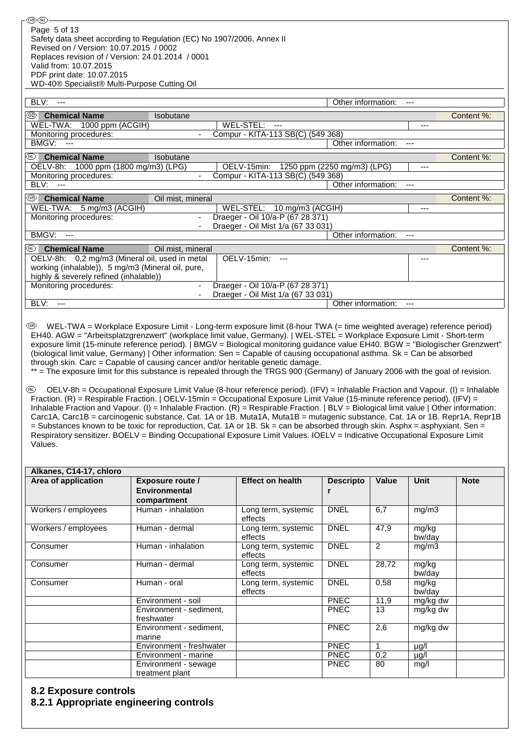| BLV: --- | | Other information: --- | |
|---|---|---|---|

| (GB) Chemical Name | Isobutane | | Content %: |
|---|---|---|---|
| WEL-TWA: 1000 ppm (ACGIH) | WEL-STEL: --- | --- | |
| Monitoring procedures: | - Compur - KITA-113 SB(C) (549 368) | | |
| BMGV: --- | | Other information: --- | |

| (IRL) Chemical Name | Isobutane | | Content %: |
|---|---|---|---|
| OELV-8h: 1000 ppm (1800 mg/m3) (LPG) | OELV-15min: 1250 ppm (2250 mg/m3) (LPG) | --- | |
| Monitoring procedures: | - Compur - KITA-113 SB(C) (549 368) | | |
| BLV: --- | | Other information: --- | |

| (GB) Chemical Name | Oil mist, mineral | | Content %: |
|---|---|---|---|
| WEL-TWA: 5 mg/m3 (ACGIH) | WEL-STEL: 10 mg/m3 (ACGIH) | --- | |
| Monitoring procedures: | - Draeger - Oil 10/a-P (67 28 371)<br>- Draeger - Oil Mist 1/a (67 33 031) | | |
| BMGV: --- | | Other information: --- | |

| (IRL) Chemical Name | Oil mist, mineral | | Content %: |
|---|---|---|---|
| OELV-8h: 0,2 mg/m3 (Mineral oil, used in metal working (inhalable)), 5 mg/m3 (Mineral oil, pure, highly & severely refined (inhalable)) | OELV-15min: --- | --- | |
| Monitoring procedures: | - Draeger - Oil 10/a-P (67 28 371)<br>- Draeger - Oil Mist 1/a (67 33 031) | | |
| BLV: --- | | Other information: --- | |

(GB) WEL-TWA = Workplace Exposure Limit - Long-term exposure limit (8-hour TWA (= time weighted average) reference period) EH40. AGW = "Arbeitsplatzgrenzwert" (workplace limit value, Germany). | WEL-STEL = Workplace Exposure Limit - Short-term exposure limit (15-minute reference period). | BMGV = Biological monitoring guidance value EH40. BGW = "Biologischer Grenzwert" (biological limit value, Germany) | Other information: Sen = Capable of causing occupational asthma. Sk = Can be absorbed through skin. Carc = Capable of causing cancer and/or heritable genetic damage.
** = The exposure limit for this substance is repealed through the TRGS 900 (Germany) of January 2006 with the goal of revision.

(IRL) OELV-8h = Occupational Exposure Limit Value (8-hour reference period). (IFV) = Inhalable Fraction and Vapour. (I) = Inhalable Fraction. (R) = Respirable Fraction. | OELV-15min = Occupational Exposure Limit Value (15-minute reference period). (IFV) = Inhalable Fraction and Vapour. (I) = Inhalable Fraction. (R) = Respirable Fraction. | BLV = Biological limit value | Other information: Carc1A, Carc1B = carcinogenic substance, Cat. 1A or 1B. Muta1A, Muta1B = mutagenic substance, Cat. 1A or 1B. Repr1A, Repr1B = Substances known to be toxic for reproduction, Cat. 1A or 1B. Sk = can be absorbed through skin. Asphx = asphyxiant. Sen = Respiratory sensitizer. BOELV = Binding Occupational Exposure Limit Values. IOELV = Indicative Occupational Exposure Limit Values.

| Alkanes, C14-17, chloro | | | | | | |
|---|---|---|---|---|---|---|
| **Area of application** | **Exposure route / Environmental compartment** | **Effect on health** | **Descriptor** | **Value** | **Unit** | **Note** |
| Workers / employees | Human - inhalation | Long term, systemic effects | DNEL | 6,7 | mg/m3 | |
| Workers / employees | Human - dermal | Long term, systemic effects | DNEL | 47,9 | mg/kg bw/day | |
| Consumer | Human - inhalation | Long term, systemic effects | DNEL | 2 | mg/m3 | |
| Consumer | Human - dermal | Long term, systemic effects | DNEL | 28,72 | mg/kg bw/day | |
| Consumer | Human - oral | Long term, systemic effects | DNEL | 0,58 | mg/kg bw/day | |
| | Environment - soil | | PNEC | 11,9 | mg/kg dw | |
| | Environment - sediment, freshwater | | PNEC | 13 | mg/kg dw | |
| | Environment - sediment, marine | | PNEC | 2,6 | mg/kg dw | |
| | Environment - freshwater | | PNEC | 1 | µg/l | |
| | Environment - marine | | PNEC | 0,2 | µg/l | |
| | Environment - sewage treatment plant | | PNEC | 80 | mg/l | |

## 8.2 Exposure controls

### 8.2.1 Appropriate engineering controls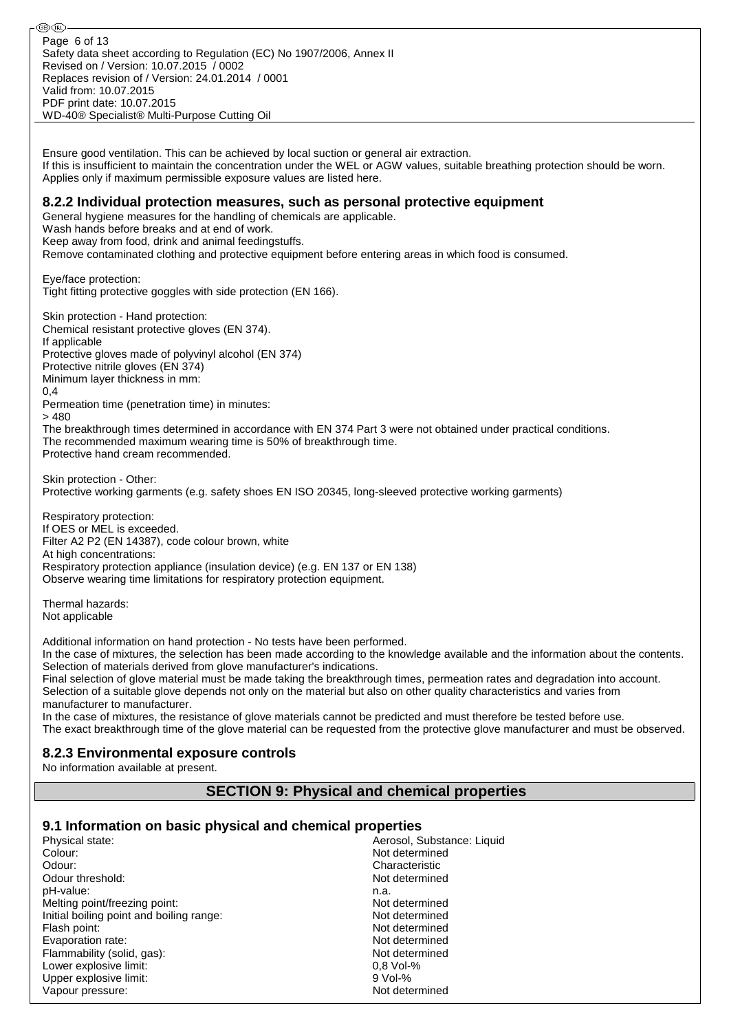Ensure good ventilation. This can be achieved by local suction or general air extraction.
If this is insufficient to maintain the concentration under the WEL or AGW values, suitable breathing protection should be worn.
Applies only if maximum permissible exposure values are listed here.

### 8.2.2 Individual protection measures, such as personal protective equipment

General hygiene measures for the handling of chemicals are applicable.
Wash hands before breaks and at end of work.
Keep away from food, drink and animal feedingstuffs.
Remove contaminated clothing and protective equipment before entering areas in which food is consumed.

Eye/face protection:
Tight fitting protective goggles with side protection (EN 166).

Skin protection - Hand protection:
Chemical resistant protective gloves (EN 374).
If applicable
Protective gloves made of polyvinyl alcohol (EN 374)
Protective nitrile gloves (EN 374)
Minimum layer thickness in mm:
0,4
Permeation time (penetration time) in minutes:
> 480
The breakthrough times determined in accordance with EN 374 Part 3 were not obtained under practical conditions.
The recommended maximum wearing time is 50% of breakthrough time.
Protective hand cream recommended.

Skin protection - Other:
Protective working garments (e.g. safety shoes EN ISO 20345, long-sleeved protective working garments)

Respiratory protection:
If OES or MEL is exceeded.
Filter A2 P2 (EN 14387), code colour brown, white
At high concentrations:
Respiratory protection appliance (insulation device) (e.g. EN 137 or EN 138)
Observe wearing time limitations for respiratory protection equipment.

Thermal hazards:
Not applicable

Additional information on hand protection - No tests have been performed.
In the case of mixtures, the selection has been made according to the knowledge available and the information about the contents.
Selection of materials derived from glove manufacturer's indications.
Final selection of glove material must be made taking the breakthrough times, permeation rates and degradation into account.
Selection of a suitable glove depends not only on the material but also on other quality characteristics and varies from manufacturer to manufacturer.
In the case of mixtures, the resistance of glove materials cannot be predicted and must therefore be tested before use.
The exact breakthrough time of the glove material can be requested from the protective glove manufacturer and must be observed.

### 8.2.3 Environmental exposure controls

No information available at present.

## SECTION 9: Physical and chemical properties

### 9.1 Information on basic physical and chemical properties

| | |
|---|---|
| Physical state: | Aerosol, Substance: Liquid |
| Colour: | Not determined |
| Odour: | Characteristic |
| Odour threshold: | Not determined |
| pH-value: | n.a. |
| Melting point/freezing point: | Not determined |
| Initial boiling point and boiling range: | Not determined |
| Flash point: | Not determined |
| Evaporation rate: | Not determined |
| Flammability (solid, gas): | Not determined |
| Lower explosive limit: | 0,8 Vol-% |
| Upper explosive limit: | 9 Vol-% |
| Vapour pressure: | Not determined |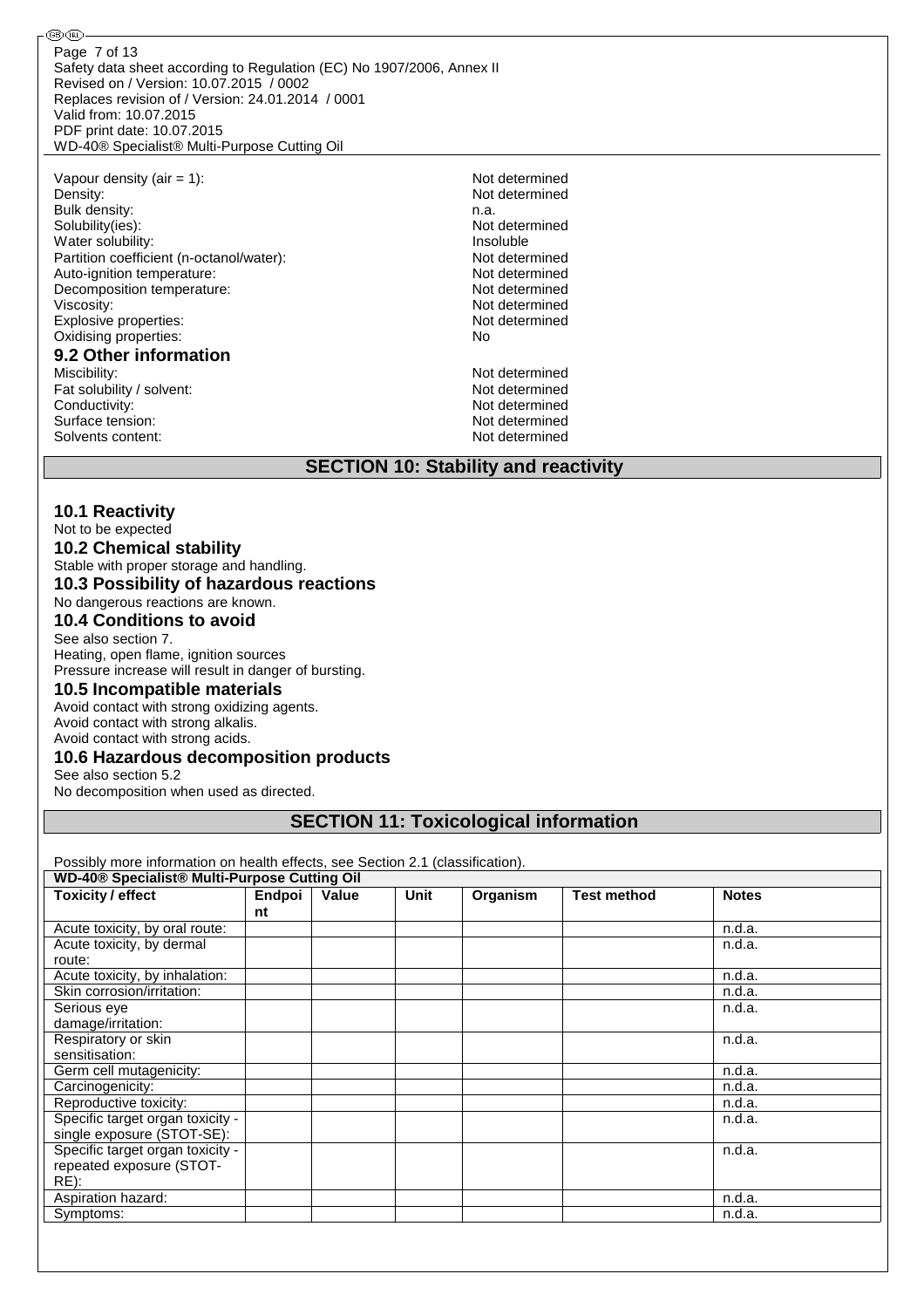Vapour density (air = 1): Not determined
Density: Not determined
Bulk density: n.a.
Solubility(ies): Not determined
Water solubility: Insoluble
Partition coefficient (n-octanol/water): Not determined
Auto-ignition temperature: Not determined
Decomposition temperature: Not determined
Viscosity: Not determined
Explosive properties: Not determined
Oxidising properties: No

### 9.2 Other information

Miscibility: Not determined
Fat solubility / solvent: Not determined
Conductivity: Not determined
Surface tension: Not determined
Solvents content: Not determined

## SECTION 10: Stability and reactivity

### 10.1 Reactivity

Not to be expected

### 10.2 Chemical stability

Stable with proper storage and handling.

### 10.3 Possibility of hazardous reactions

No dangerous reactions are known.

### 10.4 Conditions to avoid

See also section 7.
Heating, open flame, ignition sources
Pressure increase will result in danger of bursting.

### 10.5 Incompatible materials

Avoid contact with strong oxidizing agents.
Avoid contact with strong alkalis.
Avoid contact with strong acids.

### 10.6 Hazardous decomposition products

See also section 5.2
No decomposition when used as directed.

## SECTION 11: Toxicological information

Possibly more information on health effects, see Section 2.1 (classification).

| **WD-40® Specialist® Multi-Purpose Cutting Oil** | | | | | | |
|---|---|---|---|---|---|---|
| **Toxicity / effect** | **Endpoint** | **Value** | **Unit** | **Organism** | **Test method** | **Notes** |
| Acute toxicity, by oral route: | | | | | | n.d.a. |
| Acute toxicity, by dermal route: | | | | | | n.d.a. |
| Acute toxicity, by inhalation: | | | | | | n.d.a. |
| Skin corrosion/irritation: | | | | | | n.d.a. |
| Serious eye damage/irritation: | | | | | | n.d.a. |
| Respiratory or skin sensitisation: | | | | | | n.d.a. |
| Germ cell mutagenicity: | | | | | | n.d.a. |
| Carcinogenicity: | | | | | | n.d.a. |
| Reproductive toxicity: | | | | | | n.d.a. |
| Specific target organ toxicity - single exposure (STOT-SE): | | | | | | n.d.a. |
| Specific target organ toxicity - repeated exposure (STOT-RE): | | | | | | n.d.a. |
| Aspiration hazard: | | | | | | n.d.a. |
| Symptoms: | | | | | | n.d.a. |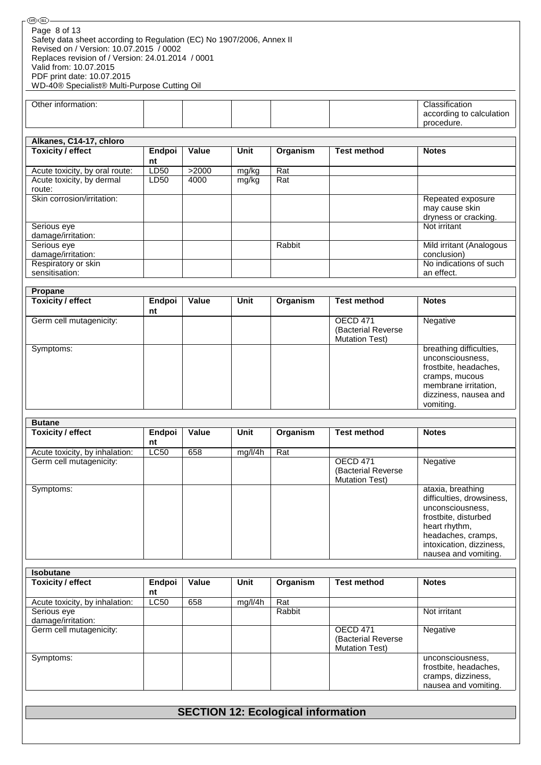| | | | | | | |
|---|---|---|---|---|---|---|
| Other information: | | | | | | Classification according to calculation procedure. |

| Alkanes, C14-17, chloro | | | | | | |
|---|---|---|---|---|---|---|
| **Toxicity / effect** | **Endpoint** | **Value** | **Unit** | **Organism** | **Test method** | **Notes** |
| Acute toxicity, by oral route: | LD50 | >2000 | mg/kg | Rat | | |
| Acute toxicity, by dermal route: | LD50 | 4000 | mg/kg | Rat | | |
| Skin corrosion/irritation: | | | | | | Repeated exposure may cause skin dryness or cracking. |
| Serious eye damage/irritation: | | | | | | Not irritant |
| Serious eye damage/irritation: | | | | Rabbit | | Mild irritant (Analogous conclusion) |
| Respiratory or skin sensitisation: | | | | | | No indications of such an effect. |

| Propane | | | | | | |
|---|---|---|---|---|---|---|
| **Toxicity / effect** | **Endpoint** | **Value** | **Unit** | **Organism** | **Test method** | **Notes** |
| Germ cell mutagenicity: | | | | | OECD 471 (Bacterial Reverse Mutation Test) | Negative |
| Symptoms: | | | | | | breathing difficulties, unconsciousness, frostbite, headaches, cramps, mucous membrane irritation, dizziness, nausea and vomiting. |

| Butane | | | | | | |
|---|---|---|---|---|---|---|
| **Toxicity / effect** | **Endpoint** | **Value** | **Unit** | **Organism** | **Test method** | **Notes** |
| Acute toxicity, by inhalation: | LC50 | 658 | mg/l/4h | Rat | | |
| Germ cell mutagenicity: | | | | | OECD 471 (Bacterial Reverse Mutation Test) | Negative |
| Symptoms: | | | | | | ataxia, breathing difficulties, drowsiness, unconsciousness, frostbite, disturbed heart rhythm, headaches, cramps, intoxication, dizziness, nausea and vomiting. |

| Isobutane | | | | | | |
|---|---|---|---|---|---|---|
| **Toxicity / effect** | **Endpoint** | **Value** | **Unit** | **Organism** | **Test method** | **Notes** |
| Acute toxicity, by inhalation: | LC50 | 658 | mg/l/4h | Rat | | |
| Serious eye damage/irritation: | | | | Rabbit | | Not irritant |
| Germ cell mutagenicity: | | | | | OECD 471 (Bacterial Reverse Mutation Test) | Negative |
| Symptoms: | | | | | | unconsciousness, frostbite, headaches, cramps, dizziness, nausea and vomiting. |

## SECTION 12: Ecological information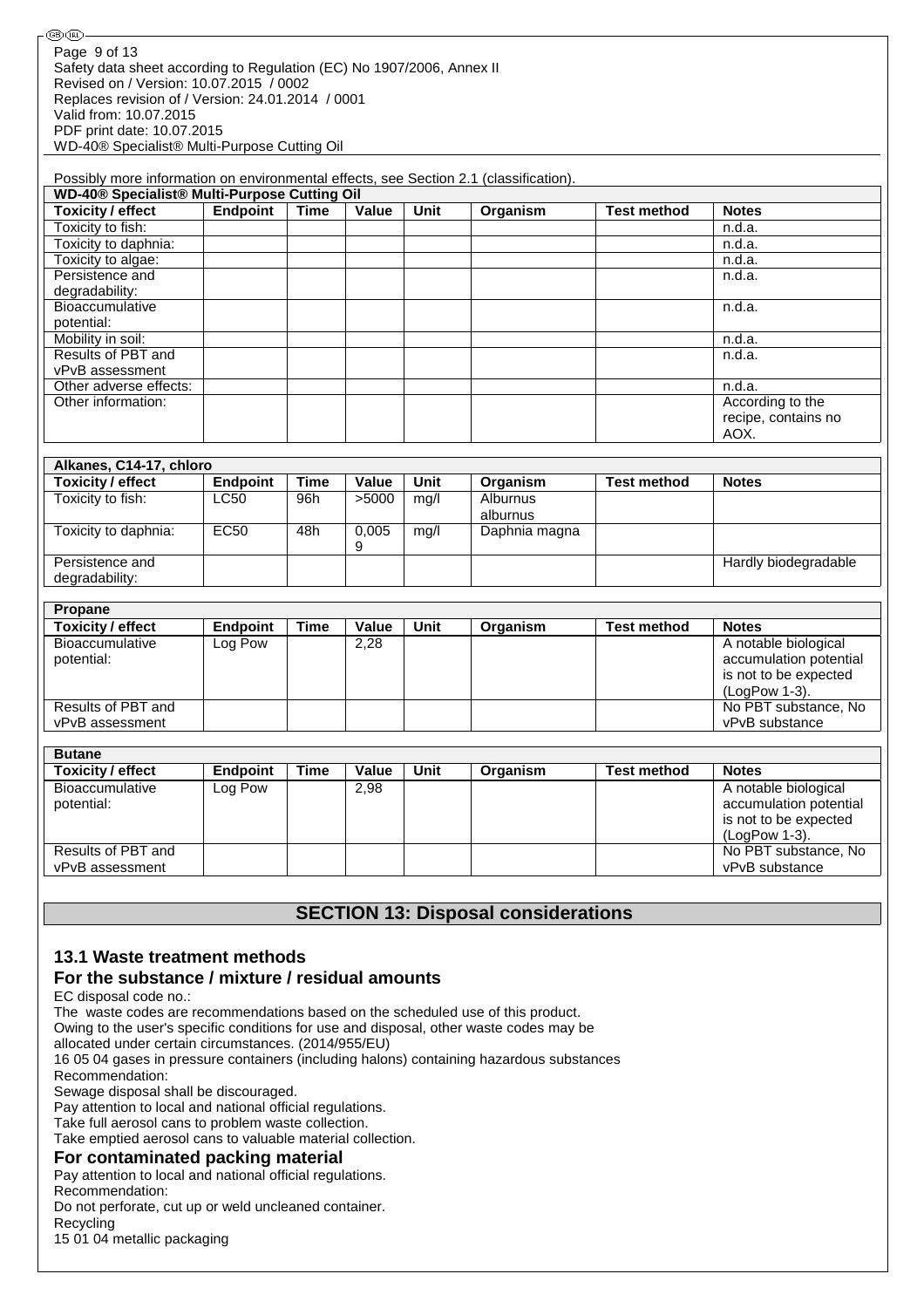Possibly more information on environmental effects, see Section 2.1 (classification).

| WD-40® Specialist® Multi-Purpose Cutting Oil | | | | | | | |
|---|---|---|---|---|---|---|---|
| **Toxicity / effect** | **Endpoint** | **Time** | **Value** | **Unit** | **Organism** | **Test method** | **Notes** |
| Toxicity to fish: | | | | | | | n.d.a. |
| Toxicity to daphnia: | | | | | | | n.d.a. |
| Toxicity to algae: | | | | | | | n.d.a. |
| Persistence and degradability: | | | | | | | n.d.a. |
| Bioaccumulative potential: | | | | | | | n.d.a. |
| Mobility in soil: | | | | | | | n.d.a. |
| Results of PBT and vPvB assessment | | | | | | | n.d.a. |
| Other adverse effects: | | | | | | | n.d.a. |
| Other information: | | | | | | | According to the recipe, contains no AOX. |

| Alkanes, C14-17, chloro | | | | | | | |
|---|---|---|---|---|---|---|---|
| **Toxicity / effect** | **Endpoint** | **Time** | **Value** | **Unit** | **Organism** | **Test method** | **Notes** |
| Toxicity to fish: | LC50 | 96h | >5000 | mg/l | Alburnus alburnus | | |
| Toxicity to daphnia: | EC50 | 48h | 0,0059 | mg/l | Daphnia magna | | |
| Persistence and degradability: | | | | | | | Hardly biodegradable |

| Propane | | | | | | | |
|---|---|---|---|---|---|---|---|
| **Toxicity / effect** | **Endpoint** | **Time** | **Value** | **Unit** | **Organism** | **Test method** | **Notes** |
| Bioaccumulative potential: | Log Pow | | 2,28 | | | | A notable biological accumulation potential is not to be expected (LogPow 1-3). |
| Results of PBT and vPvB assessment | | | | | | | No PBT substance, No vPvB substance |

| Butane | | | | | | | |
|---|---|---|---|---|---|---|---|
| **Toxicity / effect** | **Endpoint** | **Time** | **Value** | **Unit** | **Organism** | **Test method** | **Notes** |
| Bioaccumulative potential: | Log Pow | | 2,98 | | | | A notable biological accumulation potential is not to be expected (LogPow 1-3). |
| Results of PBT and vPvB assessment | | | | | | | No PBT substance, No vPvB substance |

## SECTION 13: Disposal considerations

### 13.1 Waste treatment methods

### For the substance / mixture / residual amounts

EC disposal code no.:
The waste codes are recommendations based on the scheduled use of this product.
Owing to the user's specific conditions for use and disposal, other waste codes may be allocated under certain circumstances. (2014/955/EU)
16 05 04 gases in pressure containers (including halons) containing hazardous substances
Recommendation:
Sewage disposal shall be discouraged.
Pay attention to local and national official regulations.
Take full aerosol cans to problem waste collection.
Take emptied aerosol cans to valuable material collection.

### For contaminated packing material

Pay attention to local and national official regulations.
Recommendation:
Do not perforate, cut up or weld uncleaned container.
Recycling
15 01 04 metallic packaging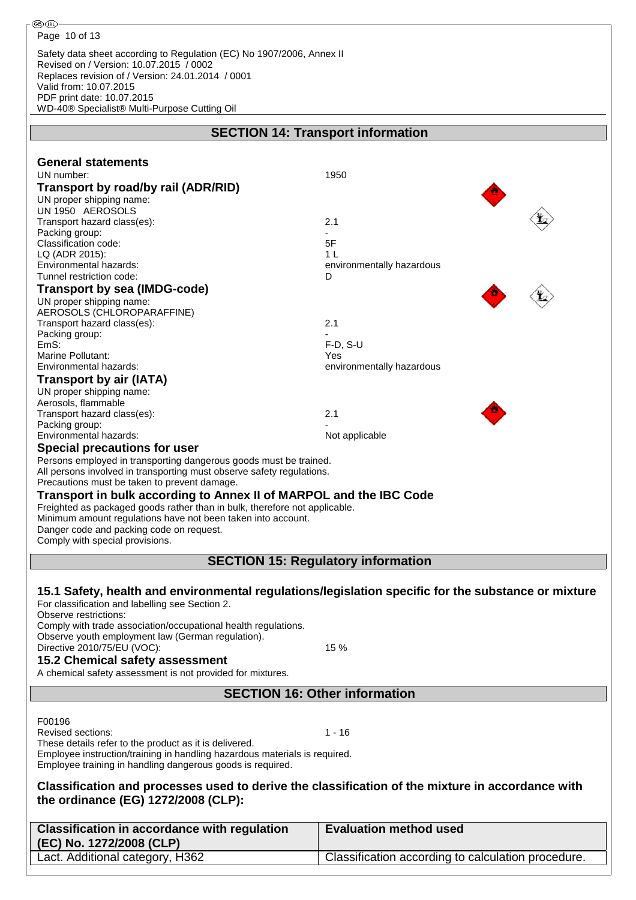Safety data sheet according to Regulation (EC) No 1907/2006, Annex II
Revised on / Version: 10.07.2015 / 0002
Replaces revision of / Version: 24.01.2014 / 0001
Valid from: 10.07.2015
PDF print date: 10.07.2015
WD-40® Specialist® Multi-Purpose Cutting Oil

## SECTION 14: Transport information

### General statements

UN number: 1950

### Transport by road/by rail (ADR/RID)

UN proper shipping name:
UN 1950 AEROSOLS
Transport hazard class(es): 2.1
Packing group: -
Classification code: 5F
LQ (ADR 2015): 1 L
Environmental hazards: environmentally hazardous
Tunnel restriction code: D

### Transport by sea (IMDG-code)

UN proper shipping name:
AEROSOLS (CHLOROPARAFFINE)
Transport hazard class(es): 2.1
Packing group: -
EmS: F-D, S-U
Marine Pollutant: Yes
Environmental hazards: environmentally hazardous

### Transport by air (IATA)

UN proper shipping name:
Aerosols, flammable
Transport hazard class(es): 2.1
Packing group: -
Environmental hazards: Not applicable

### Special precautions for user

Persons employed in transporting dangerous goods must be trained.
All persons involved in transporting must observe safety regulations.
Precautions must be taken to prevent damage.

### Transport in bulk according to Annex II of MARPOL and the IBC Code

Freighted as packaged goods rather than in bulk, therefore not applicable.
Minimum amount regulations have not been taken into account.
Danger code and packing code on request.
Comply with special provisions.

## SECTION 15: Regulatory information

### 15.1 Safety, health and environmental regulations/legislation specific for the substance or mixture

For classification and labelling see Section 2.
Observe restrictions:
Comply with trade association/occupational health regulations.
Observe youth employment law (German regulation).
Directive 2010/75/EU (VOC): 15 %

### 15.2 Chemical safety assessment

A chemical safety assessment is not provided for mixtures.

## SECTION 16: Other information

F00196
Revised sections: 1 - 16
These details refer to the product as it is delivered.
Employee instruction/training in handling hazardous materials is required.
Employee training in handling dangerous goods is required.

### Classification and processes used to derive the classification of the mixture in accordance with the ordinance (EG) 1272/2008 (CLP):

| Classification in accordance with regulation (EC) No. 1272/2008 (CLP) | Evaluation method used |
| --- | --- |
| Lact. Additional category, H362 | Classification according to calculation procedure. |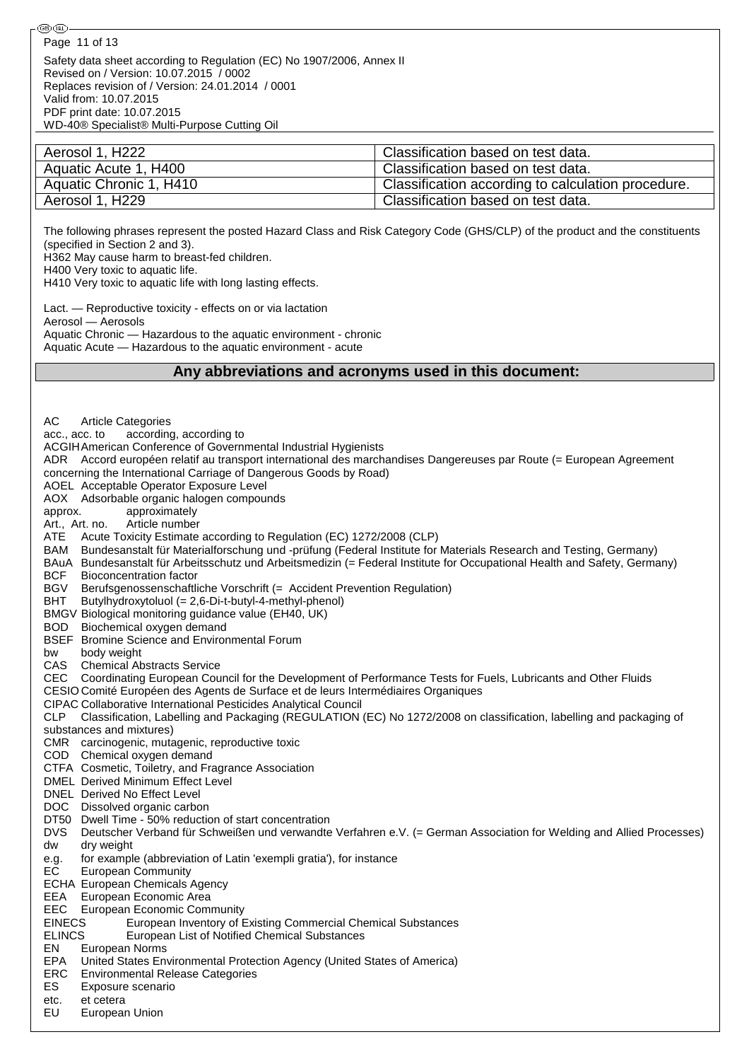| Aerosol 1, H222 | Classification based on test data. |
|---|---|
| Aquatic Acute 1, H400 | Classification based on test data. |
| Aquatic Chronic 1, H410 | Classification according to calculation procedure. |
| Aerosol 1, H229 | Classification based on test data. |

The following phrases represent the posted Hazard Class and Risk Category Code (GHS/CLP) of the product and the constituents (specified in Section 2 and 3).
H362 May cause harm to breast-fed children.
H400 Very toxic to aquatic life.
H410 Very toxic to aquatic life with long lasting effects.

Lact. — Reproductive toxicity - effects on or via lactation
Aerosol — Aerosols
Aquatic Chronic — Hazardous to the aquatic environment - chronic
Aquatic Acute — Hazardous to the aquatic environment - acute

## Any abbreviations and acronyms used in this document:

AC Article Categories
acc., acc. to according, according to
ACGIH American Conference of Governmental Industrial Hygienists
ADR Accord européen relatif au transport international des marchandises Dangereuses par Route (= European Agreement concerning the International Carriage of Dangerous Goods by Road)
AOEL Acceptable Operator Exposure Level
AOX Adsorbable organic halogen compounds
approx. approximately
Art., Art. no. Article number
ATE Acute Toxicity Estimate according to Regulation (EC) 1272/2008 (CLP)
BAM Bundesanstalt für Materialforschung und -prüfung (Federal Institute for Materials Research and Testing, Germany)
BAuA Bundesanstalt für Arbeitsschutz und Arbeitsmedizin (= Federal Institute for Occupational Health and Safety, Germany)
BCF Bioconcentration factor
BGV Berufsgenossenschaftliche Vorschrift (= Accident Prevention Regulation)
BHT Butylhydroxytoluol (= 2,6-Di-t-butyl-4-methyl-phenol)
BMGV Biological monitoring guidance value (EH40, UK)
BOD Biochemical oxygen demand
BSEF Bromine Science and Environmental Forum
bw body weight
CAS Chemical Abstracts Service
CEC Coordinating European Council for the Development of Performance Tests for Fuels, Lubricants and Other Fluids
CESIO Comité Européen des Agents de Surface et de leurs Intermédiaires Organiques
CIPAC Collaborative International Pesticides Analytical Council
CLP Classification, Labelling and Packaging (REGULATION (EC) No 1272/2008 on classification, labelling and packaging of substances and mixtures)
CMR carcinogenic, mutagenic, reproductive toxic
COD Chemical oxygen demand
CTFA Cosmetic, Toiletry, and Fragrance Association
DMEL Derived Minimum Effect Level
DNEL Derived No Effect Level
DOC Dissolved organic carbon
DT50 Dwell Time - 50% reduction of start concentration
DVS Deutscher Verband für Schweißen und verwandte Verfahren e.V. (= German Association for Welding and Allied Processes)
dw dry weight
e.g. for example (abbreviation of Latin 'exempli gratia'), for instance
EC European Community
ECHA European Chemicals Agency
EEA European Economic Area
EEC European Economic Community
EINECS European Inventory of Existing Commercial Chemical Substances
ELINCS European List of Notified Chemical Substances
EN European Norms
EPA United States Environmental Protection Agency (United States of America)
ERC Environmental Release Categories
ES Exposure scenario
etc. et cetera
EU European Union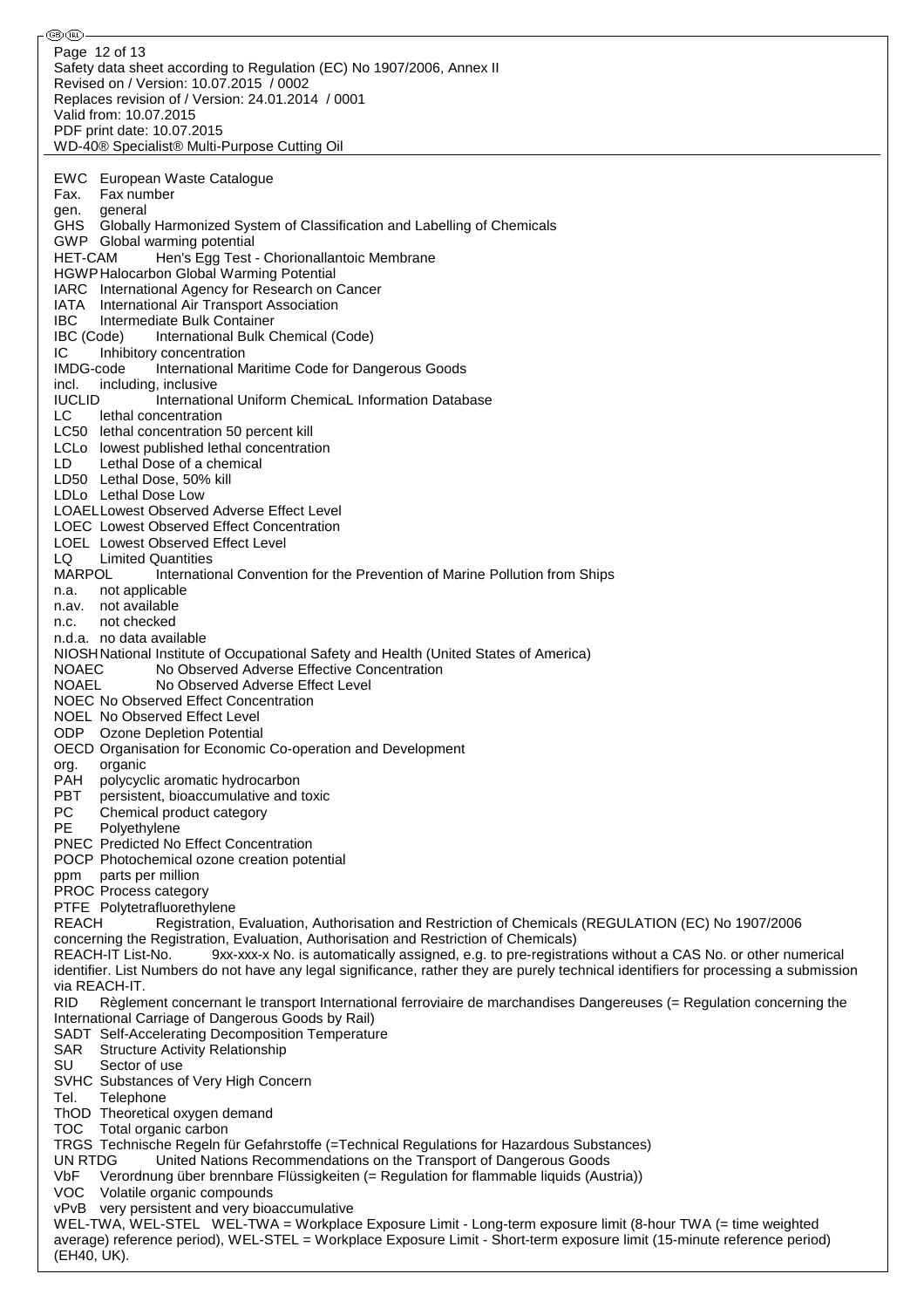EWC European Waste Catalogue
Fax. Fax number
gen. general
GHS Globally Harmonized System of Classification and Labelling of Chemicals
GWP Global warming potential
HET-CAM Hen's Egg Test - Chorionallantoic Membrane
HGWP Halocarbon Global Warming Potential
IARC International Agency for Research on Cancer
IATA International Air Transport Association
IBC Intermediate Bulk Container
IBC (Code) International Bulk Chemical (Code)
IC Inhibitory concentration
IMDG-code International Maritime Code for Dangerous Goods
incl. including, inclusive
IUCLID International Uniform ChemicaL Information Database
LC lethal concentration
LC50 lethal concentration 50 percent kill
LCLo lowest published lethal concentration
LD Lethal Dose of a chemical
LD50 Lethal Dose, 50% kill
LDLo Lethal Dose Low
LOAEL Lowest Observed Adverse Effect Level
LOEC Lowest Observed Effect Concentration
LOEL Lowest Observed Effect Level
LQ Limited Quantities
MARPOL International Convention for the Prevention of Marine Pollution from Ships
n.a. not applicable
n.av. not available
n.c. not checked
n.d.a. no data available
NIOSH National Institute of Occupational Safety and Health (United States of America)
NOAEC No Observed Adverse Effective Concentration
NOAEL No Observed Adverse Effect Level
NOEC No Observed Effect Concentration
NOEL No Observed Effect Level
ODP Ozone Depletion Potential
OECD Organisation for Economic Co-operation and Development
org. organic
PAH polycyclic aromatic hydrocarbon
PBT persistent, bioaccumulative and toxic
PC Chemical product category
PE Polyethylene
PNEC Predicted No Effect Concentration
POCP Photochemical ozone creation potential
ppm parts per million
PROC Process category
PTFE Polytetrafluorethylene
REACH Registration, Evaluation, Authorisation and Restriction of Chemicals (REGULATION (EC) No 1907/2006 concerning the Registration, Evaluation, Authorisation and Restriction of Chemicals)
REACH-IT List-No. 9xx-xxx-x No. is automatically assigned, e.g. to pre-registrations without a CAS No. or other numerical identifier. List Numbers do not have any legal significance, rather they are purely technical identifiers for processing a submission via REACH-IT.
RID Règlement concernant le transport International ferroviaire de marchandises Dangereuses (= Regulation concerning the International Carriage of Dangerous Goods by Rail)
SADT Self-Accelerating Decomposition Temperature
SAR Structure Activity Relationship
SU Sector of use
SVHC Substances of Very High Concern
Tel. Telephone
ThOD Theoretical oxygen demand
TOC Total organic carbon
TRGS Technische Regeln für Gefahrstoffe (=Technical Regulations for Hazardous Substances)
UN RTDG United Nations Recommendations on the Transport of Dangerous Goods
VbF Verordnung über brennbare Flüssigkeiten (= Regulation for flammable liquids (Austria))
VOC Volatile organic compounds
vPvB very persistent and very bioaccumulative
WEL-TWA, WEL-STEL WEL-TWA = Workplace Exposure Limit - Long-term exposure limit (8-hour TWA (= time weighted average) reference period), WEL-STEL = Workplace Exposure Limit - Short-term exposure limit (15-minute reference period) (EH40, UK).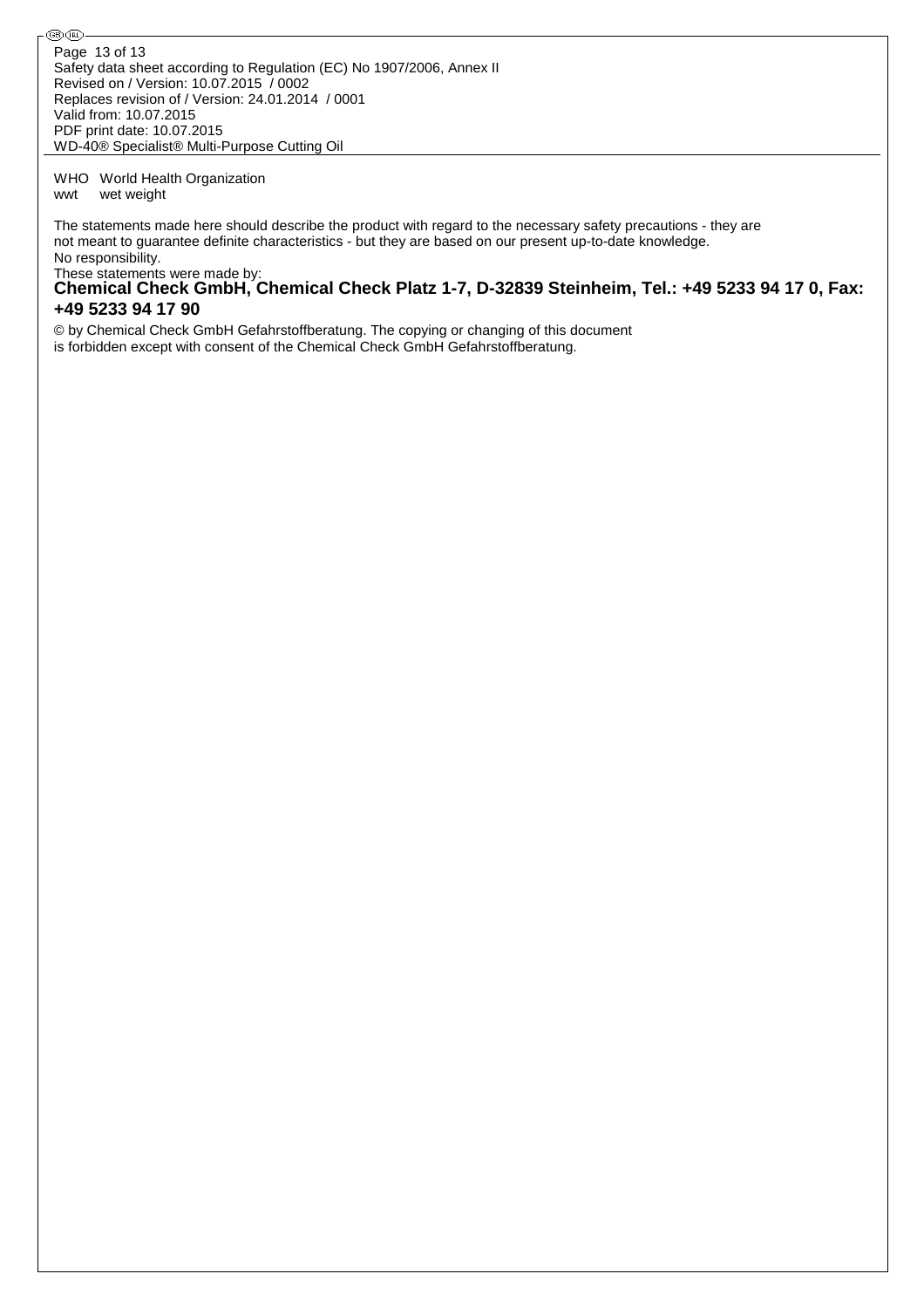WHO World Health Organization
wwt wet weight

The statements made here should describe the product with regard to the necessary safety precautions - they are not meant to guarantee definite characteristics - but they are based on our present up-to-date knowledge.
No responsibility.
These statements were made by:

**Chemical Check GmbH, Chemical Check Platz 1-7, D-32839 Steinheim, Tel.: +49 5233 94 17 0, Fax: +49 5233 94 17 90**

© by Chemical Check GmbH Gefahrstoffberatung. The copying or changing of this document is forbidden except with consent of the Chemical Check GmbH Gefahrstoffberatung.